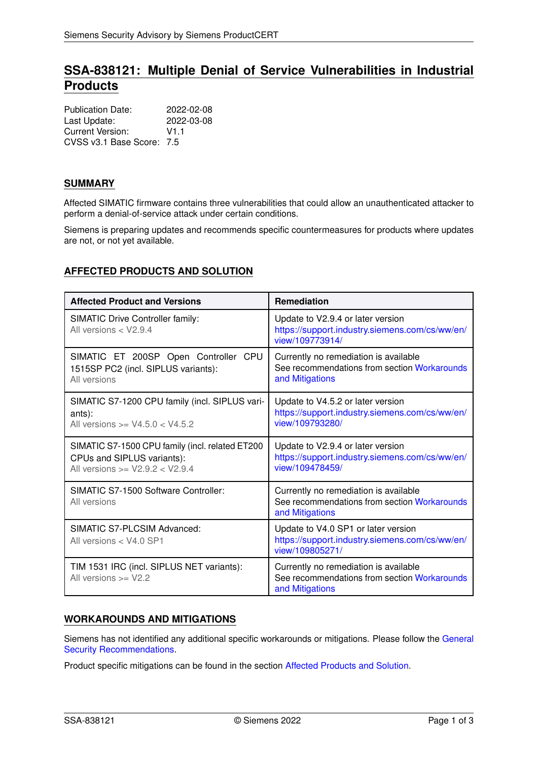# SSA-838121: Multiple Denial of Service Vulnerabilities in Industrial Products

Publication Date: 2022-02-08
Last Update: 2022-03-08
Current Version: V1.1
CVSS v3.1 Base Score: 7.5

## SUMMARY

Affected SIMATIC firmware contains three vulnerabilities that could allow an unauthenticated attacker to perform a denial-of-service attack under certain conditions.

Siemens is preparing updates and recommends specific countermeasures for products where updates are not, or not yet available.

## AFFECTED PRODUCTS AND SOLUTION

| Affected Product and Versions | Remediation |
|---|---|
| SIMATIC Drive Controller family:<br>All versions < V2.9.4 | Update to V2.9.4 or later version<br>https://support.industry.siemens.com/cs/ww/en/view/109773914/ |
| SIMATIC ET 200SP Open Controller CPU 1515SP PC2 (incl. SIPLUS variants):<br>All versions | Currently no remediation is available<br>See recommendations from section Workarounds and Mitigations |
| SIMATIC S7-1200 CPU family (incl. SIPLUS variants):<br>All versions >= V4.5.0 < V4.5.2 | Update to V4.5.2 or later version<br>https://support.industry.siemens.com/cs/ww/en/view/109793280/ |
| SIMATIC S7-1500 CPU family (incl. related ET200 CPUs and SIPLUS variants):<br>All versions >= V2.9.2 < V2.9.4 | Update to V2.9.4 or later version<br>https://support.industry.siemens.com/cs/ww/en/view/109478459/ |
| SIMATIC S7-1500 Software Controller:<br>All versions | Currently no remediation is available<br>See recommendations from section Workarounds and Mitigations |
| SIMATIC S7-PLCSIM Advanced:<br>All versions < V4.0 SP1 | Update to V4.0 SP1 or later version<br>https://support.industry.siemens.com/cs/ww/en/view/109805271/ |
| TIM 1531 IRC (incl. SIPLUS NET variants):<br>All versions >= V2.2 | Currently no remediation is available<br>See recommendations from section Workarounds and Mitigations |

## WORKAROUNDS AND MITIGATIONS

Siemens has not identified any additional specific workarounds or mitigations. Please follow the General Security Recommendations.

Product specific mitigations can be found in the section Affected Products and Solution.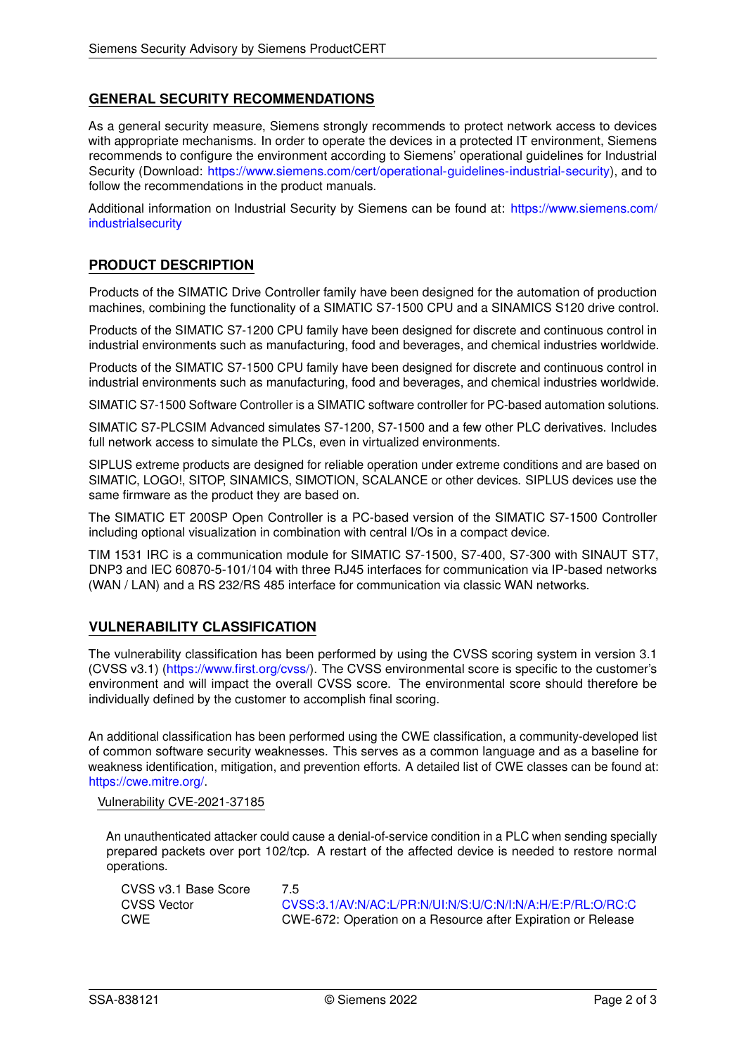## GENERAL SECURITY RECOMMENDATIONS

As a general security measure, Siemens strongly recommends to protect network access to devices with appropriate mechanisms. In order to operate the devices in a protected IT environment, Siemens recommends to configure the environment according to Siemens' operational guidelines for Industrial Security (Download: https://www.siemens.com/cert/operational-guidelines-industrial-security), and to follow the recommendations in the product manuals.

Additional information on Industrial Security by Siemens can be found at: https://www.siemens.com/industrialsecurity

## PRODUCT DESCRIPTION

Products of the SIMATIC Drive Controller family have been designed for the automation of production machines, combining the functionality of a SIMATIC S7-1500 CPU and a SINAMICS S120 drive control.

Products of the SIMATIC S7-1200 CPU family have been designed for discrete and continuous control in industrial environments such as manufacturing, food and beverages, and chemical industries worldwide.

Products of the SIMATIC S7-1500 CPU family have been designed for discrete and continuous control in industrial environments such as manufacturing, food and beverages, and chemical industries worldwide.

SIMATIC S7-1500 Software Controller is a SIMATIC software controller for PC-based automation solutions.

SIMATIC S7-PLCSIM Advanced simulates S7-1200, S7-1500 and a few other PLC derivatives. Includes full network access to simulate the PLCs, even in virtualized environments.

SIPLUS extreme products are designed for reliable operation under extreme conditions and are based on SIMATIC, LOGO!, SITOP, SINAMICS, SIMOTION, SCALANCE or other devices. SIPLUS devices use the same firmware as the product they are based on.

The SIMATIC ET 200SP Open Controller is a PC-based version of the SIMATIC S7-1500 Controller including optional visualization in combination with central I/Os in a compact device.

TIM 1531 IRC is a communication module for SIMATIC S7-1500, S7-400, S7-300 with SINAUT ST7, DNP3 and IEC 60870-5-101/104 with three RJ45 interfaces for communication via IP-based networks (WAN / LAN) and a RS 232/RS 485 interface for communication via classic WAN networks.

## VULNERABILITY CLASSIFICATION

The vulnerability classification has been performed by using the CVSS scoring system in version 3.1 (CVSS v3.1) (https://www.first.org/cvss/). The CVSS environmental score is specific to the customer's environment and will impact the overall CVSS score. The environmental score should therefore be individually defined by the customer to accomplish final scoring.

An additional classification has been performed using the CWE classification, a community-developed list of common software security weaknesses. This serves as a common language and as a baseline for weakness identification, mitigation, and prevention efforts. A detailed list of CWE classes can be found at: https://cwe.mitre.org/.

### Vulnerability CVE-2021-37185

An unauthenticated attacker could cause a denial-of-service condition in a PLC when sending specially prepared packets over port 102/tcp. A restart of the affected device is needed to restore normal operations.

| | |
|---|---|
| CVSS v3.1 Base Score | 7.5 |
| CVSS Vector | CVSS:3.1/AV:N/AC:L/PR:N/UI:N/S:U/C:N/I:N/A:H/E:P/RL:O/RC:C |
| CWE | CWE-672: Operation on a Resource after Expiration or Release |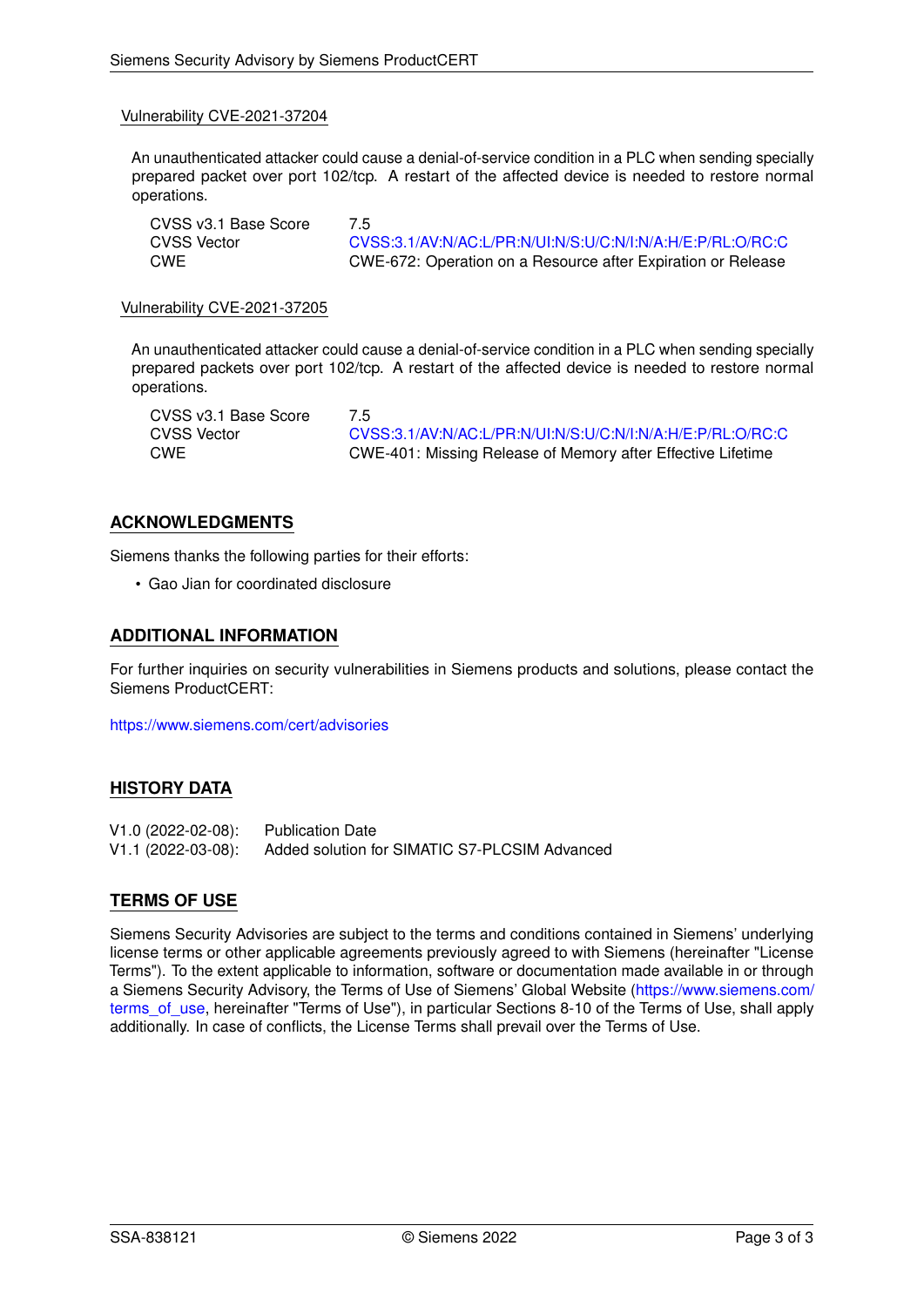### Vulnerability CVE-2021-37204

An unauthenticated attacker could cause a denial-of-service condition in a PLC when sending specially prepared packet over port 102/tcp. A restart of the affected device is needed to restore normal operations.

| | |
|---|---|
| CVSS v3.1 Base Score | 7.5 |
| CVSS Vector | CVSS:3.1/AV:N/AC:L/PR:N/UI:N/S:U/C:N/I:N/A:H/E:P/RL:O/RC:C |
| CWE | CWE-672: Operation on a Resource after Expiration or Release |

### Vulnerability CVE-2021-37205

An unauthenticated attacker could cause a denial-of-service condition in a PLC when sending specially prepared packets over port 102/tcp. A restart of the affected device is needed to restore normal operations.

| | |
|---|---|
| CVSS v3.1 Base Score | 7.5 |
| CVSS Vector | CVSS:3.1/AV:N/AC:L/PR:N/UI:N/S:U/C:N/I:N/A:H/E:P/RL:O/RC:C |
| CWE | CWE-401: Missing Release of Memory after Effective Lifetime |

## ACKNOWLEDGMENTS

Siemens thanks the following parties for their efforts:

- Gao Jian for coordinated disclosure

## ADDITIONAL INFORMATION

For further inquiries on security vulnerabilities in Siemens products and solutions, please contact the Siemens ProductCERT:

https://www.siemens.com/cert/advisories

## HISTORY DATA

| | |
|---|---|
| V1.0 (2022-02-08): | Publication Date |
| V1.1 (2022-03-08): | Added solution for SIMATIC S7-PLCSIM Advanced |

## TERMS OF USE

Siemens Security Advisories are subject to the terms and conditions contained in Siemens' underlying license terms or other applicable agreements previously agreed to with Siemens (hereinafter "License Terms"). To the extent applicable to information, software or documentation made available in or through a Siemens Security Advisory, the Terms of Use of Siemens' Global Website (https://www.siemens.com/terms_of_use, hereinafter "Terms of Use"), in particular Sections 8-10 of the Terms of Use, shall apply additionally. In case of conflicts, the License Terms shall prevail over the Terms of Use.